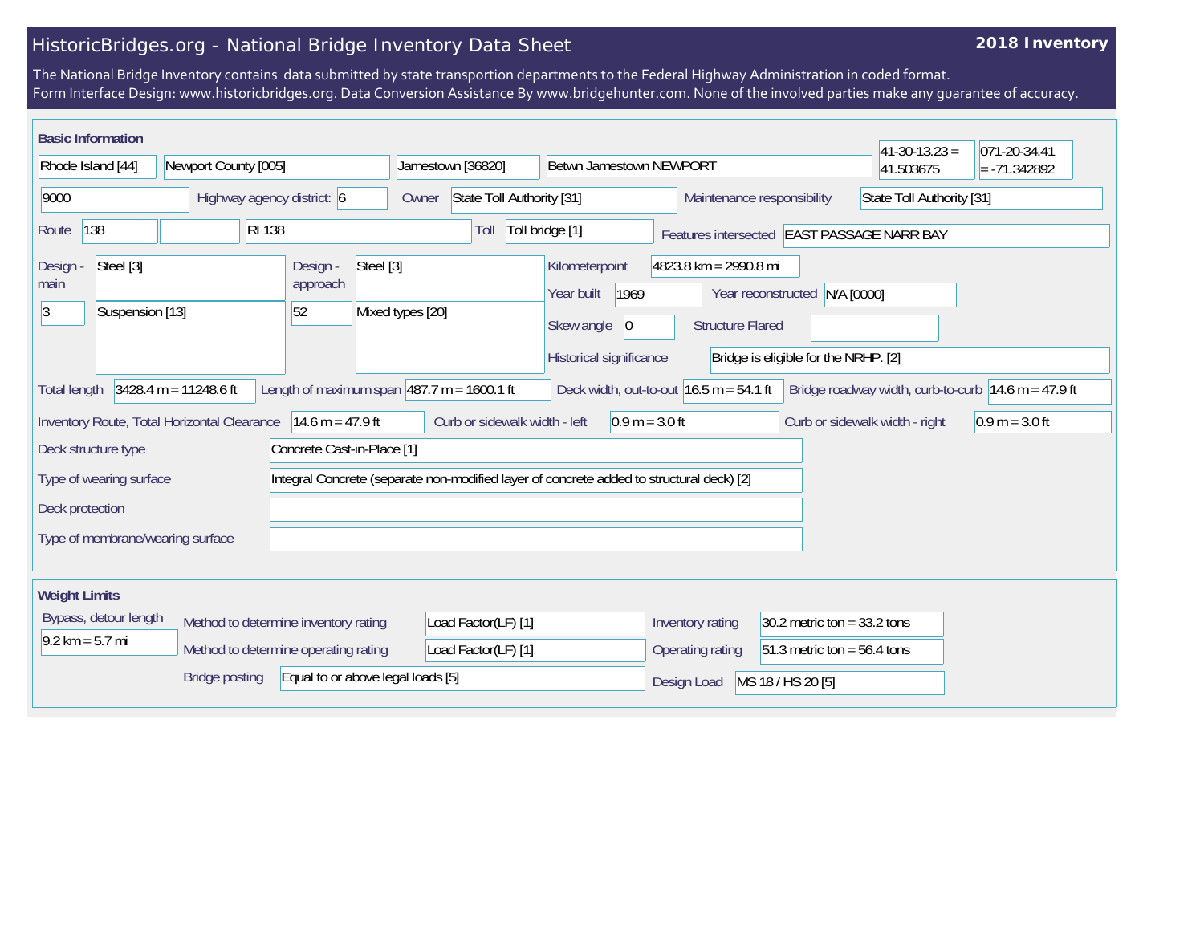# HistoricBridges.org - National Bridge Inventory Data Sheet

**2018 Inventory**

The National Bridge Inventory contains data submitted by state transportion departments to the Federal Highway Administration in coded format.
Form Interface Design: www.historicbridges.org. Data Conversion Assistance By www.bridgehunter.com. None of the involved parties make any guarantee of accuracy.

## Basic Information

| | |
|---|---|
| State | Rhode Island [44] |
| County | Newport County [005] |
| Place | Jamestown [36820] |
| Location | Betwn Jamestown NEWPORT |
| Latitude | 41-30-13.23 = 41.503675 |
| Longitude | 071-20-34.41 = -71.342892 |
| Structure number | 9000 |
| Highway agency district | 6 |
| Owner | State Toll Authority [31] |
| Maintenance responsibility | State Toll Authority [31] |
| Route | 138 |
| | RI 138 |
| Toll | Toll bridge [1] |
| Features intersected | EAST PASSAGE NARR BAY |
| Design - main | Steel [3] |
| | 3 — Suspension [13] |
| Design - approach | Steel [3] |
| | 52 — Mixed types [20] |
| Kilometerpoint | 4823.8 km = 2990.8 mi |
| Year built | 1969 |
| Year reconstructed | N/A [0000] |
| Skew angle | 0 |
| Structure Flared | |
| Historical significance | Bridge is eligible for the NRHP. [2] |
| Total length | 3428.4 m = 11248.6 ft |
| Length of maximum span | 487.7 m = 1600.1 ft |
| Deck width, out-to-out | 16.5 m = 54.1 ft |
| Bridge roadway width, curb-to-curb | 14.6 m = 47.9 ft |
| Inventory Route, Total Horizontal Clearance | 14.6 m = 47.9 ft |
| Curb or sidewalk width - left | 0.9 m = 3.0 ft |
| Curb or sidewalk width - right | 0.9 m = 3.0 ft |
| Deck structure type | Concrete Cast-in-Place [1] |
| Type of wearing surface | Integral Concrete (separate non-modified layer of concrete added to structural deck) [2] |
| Deck protection | |
| Type of membrane/wearing surface | |

## Weight Limits

| | |
|---|---|
| Bypass, detour length | 9.2 km = 5.7 mi |
| Method to determine inventory rating | Load Factor(LF) [1] |
| Method to determine operating rating | Load Factor(LF) [1] |
| Bridge posting | Equal to or above legal loads [5] |
| Inventory rating | 30.2 metric ton = 33.2 tons |
| Operating rating | 51.3 metric ton = 56.4 tons |
| Design Load | MS 18 / HS 20 [5] |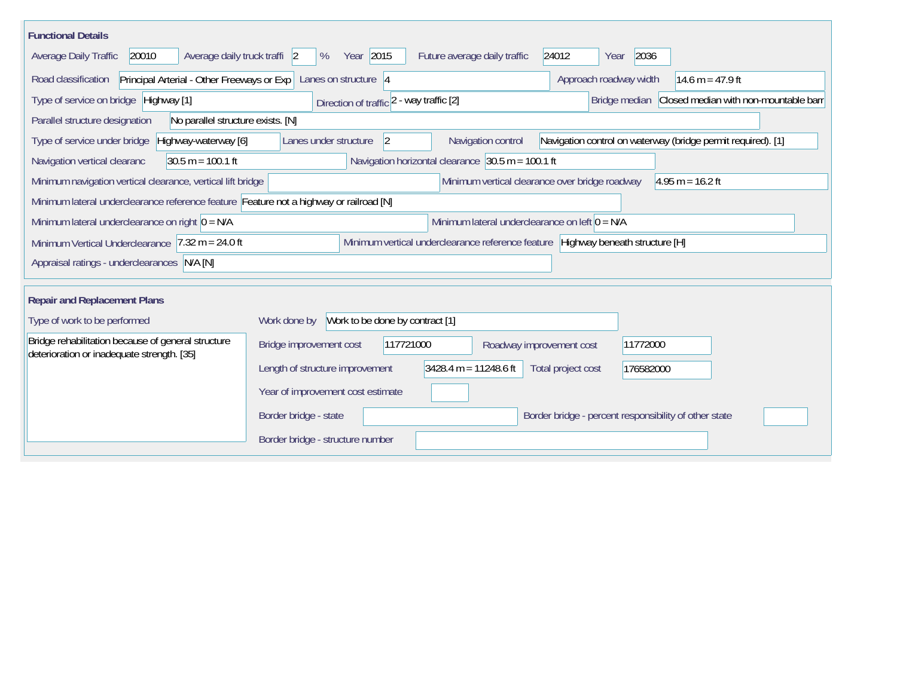## Functional Details

| Field | Value |
|---|---|
| Average Daily Traffic | 20010 |
| Average daily truck traffi | 2 % |
| Year | 2015 |
| Future average daily traffic | 24012 |
| Year | 2036 |
| Road classification | Principal Arterial - Other Freeways or Exp |
| Lanes on structure | 4 |
| Approach roadway width | 14.6 m = 47.9 ft |
| Type of service on bridge | Highway [1] |
| Direction of traffic | 2 - way traffic [2] |
| Bridge median | Closed median with non-mountable barr |
| Parallel structure designation | No parallel structure exists. [N] |
| Type of service under bridge | Highway-waterway [6] |
| Lanes under structure | 2 |
| Navigation control | Navigation control on waterway (bridge permit required). [1] |
| Navigation vertical clearanc | 30.5 m = 100.1 ft |
| Navigation horizontal clearance | 30.5 m = 100.1 ft |
| Minimum navigation vertical clearance, vertical lift bridge | |
| Minimum vertical clearance over bridge roadway | 4.95 m = 16.2 ft |
| Minimum lateral underclearance reference feature | Feature not a highway or railroad [N] |
| Minimum lateral underclearance on right | 0 = N/A |
| Minimum lateral underclearance on left | 0 = N/A |
| Minimum Vertical Underclearance | 7.32 m = 24.0 ft |
| Minimum vertical underclearance reference feature | Highway beneath structure [H] |
| Appraisal ratings - underclearances | N/A [N] |

## Repair and Replacement Plans

| Field | Value |
|---|---|
| Type of work to be performed | Bridge rehabilitation because of general structure deterioration or inadequate strength. [35] |
| Work done by | Work to be done by contract [1] |
| Bridge improvement cost | 117721000 |
| Roadway improvement cost | 11772000 |
| Length of structure improvement | 3428.4 m = 11248.6 ft |
| Total project cost | 176582000 |
| Year of improvement cost estimate | |
| Border bridge - state | |
| Border bridge - percent responsibility of other state | |
| Border bridge - structure number | |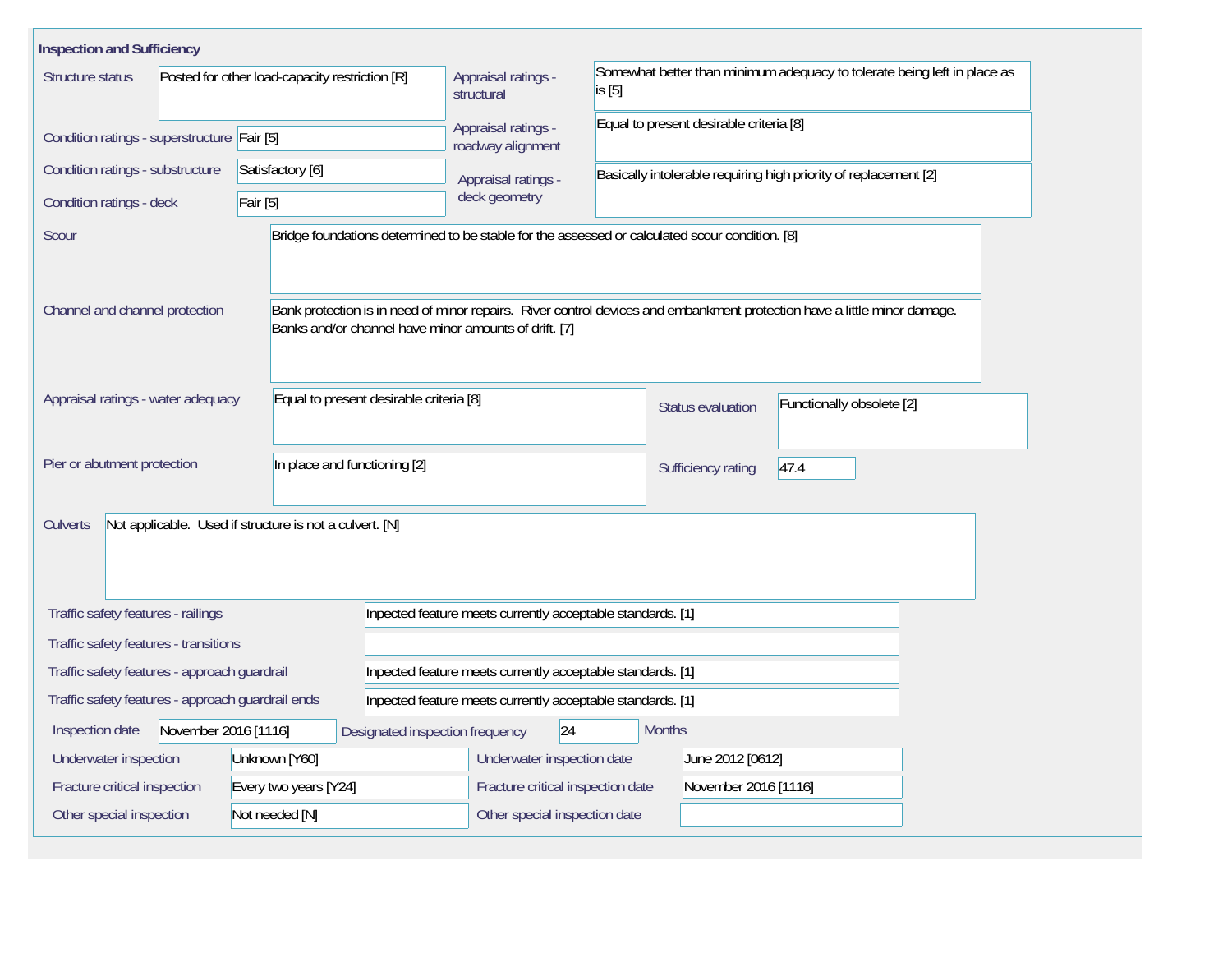## Inspection and Sufficiency

| | |
|---|---|
| Structure status | Posted for other load-capacity restriction [R] |
| Appraisal ratings - structural | Somewhat better than minimum adequacy to tolerate being left in place as is [5] |
| Condition ratings - superstructure | Fair [5] |
| Appraisal ratings - roadway alignment | Equal to present desirable criteria [8] |
| Condition ratings - substructure | Satisfactory [6] |
| Appraisal ratings - deck geometry | Basically intolerable requiring high priority of replacement [2] |
| Condition ratings - deck | Fair [5] |
| Scour | Bridge foundations determined to be stable for the assessed or calculated scour condition. [8] |
| Channel and channel protection | Bank protection is in need of minor repairs. River control devices and embankment protection have a little minor damage. Banks and/or channel have minor amounts of drift. [7] |
| Appraisal ratings - water adequacy | Equal to present desirable criteria [8] |
| Status evaluation | Functionally obsolete [2] |
| Pier or abutment protection | In place and functioning [2] |
| Sufficiency rating | 47.4 |
| Culverts | Not applicable. Used if structure is not a culvert. [N] |
| Traffic safety features - railings | Inpected feature meets currently acceptable standards. [1] |
| Traffic safety features - transitions | |
| Traffic safety features - approach guardrail | Inpected feature meets currently acceptable standards. [1] |
| Traffic safety features - approach guardrail ends | Inpected feature meets currently acceptable standards. [1] |
| Inspection date | November 2016 [1116] |
| Designated inspection frequency | 24 Months |
| Underwater inspection | Unknown [Y60] |
| Underwater inspection date | June 2012 [0612] |
| Fracture critical inspection | Every two years [Y24] |
| Fracture critical inspection date | November 2016 [1116] |
| Other special inspection | Not needed [N] |
| Other special inspection date | |